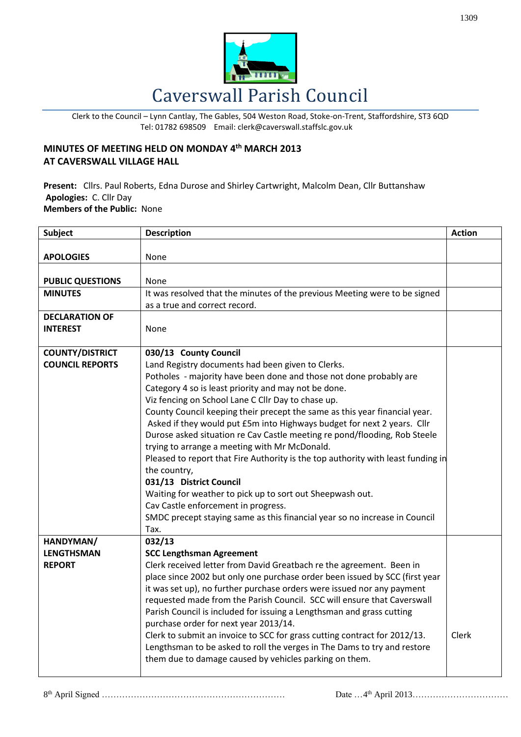# Caverswall Parish Council

Clerk to the Council – Lynn Cantlay, The Gables, 504 Weston Road, Stoke-on-Trent, Staffordshire, ST3 6QD
Tel: 01782 698509 Email: clerk@caverswall.staffslc.gov.uk

## MINUTES OF MEETING HELD ON MONDAY 4th MARCH 2013 AT CAVERSWALL VILLAGE HALL

**Present:** Cllrs. Paul Roberts, Edna Durose and Shirley Cartwright, Malcolm Dean, Cllr Buttanshaw
**Apologies:** C. Cllr Day
**Members of the Public:** None

| Subject | Description | Action |
|---|---|---|
| **APOLOGIES** | None | |
| **PUBLIC QUESTIONS** | None | |
| **MINUTES** | It was resolved that the minutes of the previous Meeting were to be signed as a true and correct record. | |
| **DECLARATION OF INTEREST** | None | |
| **COUNTY/DISTRICT COUNCIL REPORTS** | **030/13 County Council**<br>Land Registry documents had been given to Clerks.<br>Potholes - majority have been done and those not done probably are Category 4 so is least priority and may not be done.<br>Viz fencing on School Lane C Cllr Day to chase up.<br>County Council keeping their precept the same as this year financial year. Asked if they would put £5m into Highways budget for next 2 years. Cllr Durose asked situation re Cav Castle meeting re pond/flooding, Rob Steele trying to arrange a meeting with Mr McDonald.<br>Pleased to report that Fire Authority is the top authority with least funding in the country,<br>**031/13 District Council**<br>Waiting for weather to pick up to sort out Sheepwash out.<br>Cav Castle enforcement in progress.<br>SMDC precept staying same as this financial year so no increase in Council Tax. | |
| **HANDYMAN/ LENGTHSMAN REPORT** | **032/13**<br>**SCC Lengthsman Agreement**<br>Clerk received letter from David Greatbach re the agreement. Been in place since 2002 but only one purchase order been issued by SCC (first year it was set up), no further purchase orders were issued nor any payment requested made from the Parish Council. SCC will ensure that Caverswall Parish Council is included for issuing a Lengthsman and grass cutting purchase order for next year 2013/14.<br>Clerk to submit an invoice to SCC for grass cutting contract for 2012/13.<br>Lengthsman to be asked to roll the verges in The Dams to try and restore them due to damage caused by vehicles parking on them. | Clerk |

8th April Signed ……………………………………………………… Date …4th April 2013……………………………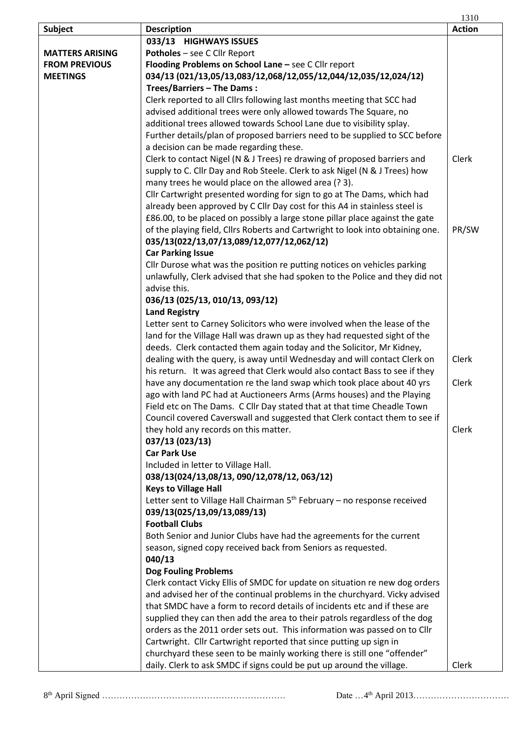| Subject | Description | Action |
| --- | --- | --- |
| MATTERS ARISING FROM PREVIOUS MEETINGS | **033/13 HIGHWAYS ISSUES**<br>**Potholes** – see C Cllr Report<br>**Flooding Problems on School Lane** – see C Cllr report<br>**034/13 (021/13,05/13,083/12,068/12,055/12,044/12,035/12,024/12)**<br>**Trees/Barriers – The Dams :**<br>Clerk reported to all Cllrs following last months meeting that SCC had advised additional trees were only allowed towards The Square, no additional trees allowed towards School Lane due to visibility splay. Further details/plan of proposed barriers need to be supplied to SCC before a decision can be made regarding these.<br>Clerk to contact Nigel (N & J Trees) re drawing of proposed barriers and supply to C. Cllr Day and Rob Steele. Clerk to ask Nigel (N & J Trees) how many trees he would place on the allowed area (? 3).<br>Cllr Cartwright presented wording for sign to go at The Dams, which had already been approved by C Cllr Day cost for this A4 in stainless steel is £86.00, to be placed on possibly a large stone pillar place against the gate of the playing field, Cllrs Roberts and Cartwright to look into obtaining one.<br>**035/13(022/13,07/13,089/12,077/12,062/12)**<br>**Car Parking Issue**<br>Cllr Durose what was the position re putting notices on vehicles parking unlawfully, Clerk advised that she had spoken to the Police and they did not advise this.<br>**036/13 (025/13, 010/13, 093/12)**<br>**Land Registry**<br>Letter sent to Carney Solicitors who were involved when the lease of the land for the Village Hall was drawn up as they had requested sight of the deeds. Clerk contacted them again today and the Solicitor, Mr Kidney, dealing with the query, is away until Wednesday and will contact Clerk on his return. It was agreed that Clerk would also contact Bass to see if they have any documentation re the land swap which took place about 40 yrs ago with land PC had at Auctioneers Arms (Arms houses) and the Playing Field etc on The Dams. C Cllr Day stated that at that time Cheadle Town Council covered Caverswall and suggested that Clerk contact them to see if they hold any records on this matter.<br>**037/13 (023/13)**<br>**Car Park Use**<br>Included in letter to Village Hall.<br>**038/13(024/13,08/13, 090/12,078/12, 063/12)**<br>**Keys to Village Hall**<br>Letter sent to Village Hall Chairman 5th February – no response received<br>**039/13(025/13,09/13,089/13)**<br>**Football Clubs**<br>Both Senior and Junior Clubs have had the agreements for the current season, signed copy received back from Seniors as requested.<br>**040/13**<br>**Dog Fouling Problems**<br>Clerk contact Vicky Ellis of SMDC for update on situation re new dog orders and advised her of the continual problems in the churchyard. Vicky advised that SMDC have a form to record details of incidents etc and if these are supplied they can then add the area to their patrols regardless of the dog orders as the 2011 order sets out. This information was passed on to Cllr Cartwright. Cllr Cartwright reported that since putting up sign in churchyard these seen to be mainly working there is still one "offender" daily. Clerk to ask SMDC if signs could be put up around the village. | Clerk<br><br>PR/SW<br><br>Clerk<br><br>Clerk<br><br>Clerk<br><br>Clerk |

8th April Signed ……………………………………………………… Date …4th April 2013……………………………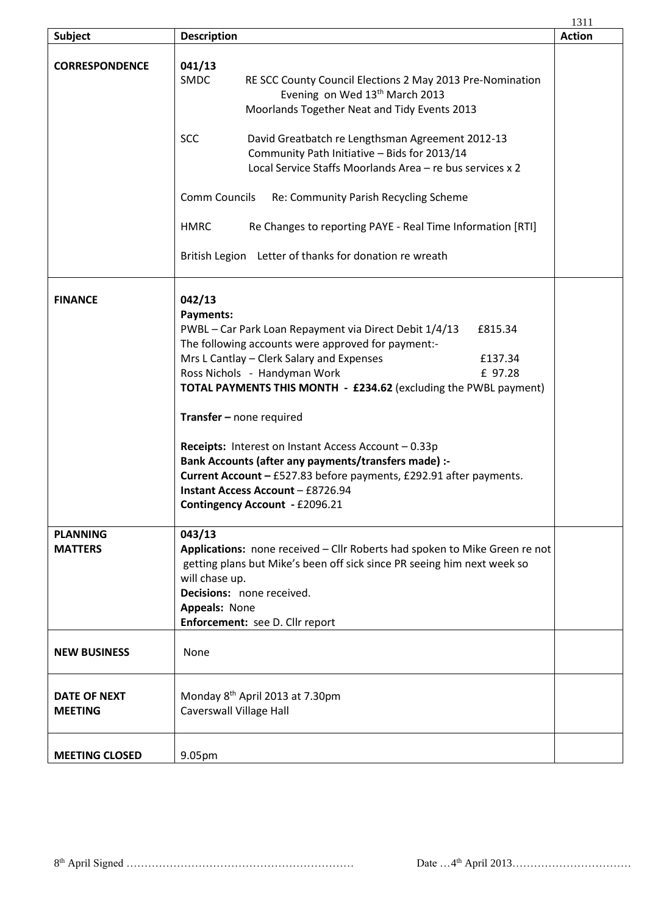| Subject | Description | Action |
|---|---|---|
| **CORRESPONDENCE** | **041/13**<br>SMDC RE SCC County Council Elections 2 May 2013 Pre-Nomination Evening on Wed 13th March 2013<br>Moorlands Together Neat and Tidy Events 2013<br><br>SCC David Greatbatch re Lengthsman Agreement 2012-13<br>Community Path Initiative – Bids for 2013/14<br>Local Service Staffs Moorlands Area – re bus services x 2<br><br>Comm Councils Re: Community Parish Recycling Scheme<br><br>HMRC Re Changes to reporting PAYE - Real Time Information [RTI]<br><br>British Legion Letter of thanks for donation re wreath | |
| **FINANCE** | **042/13**<br>**Payments:**<br>PWBL – Car Park Loan Repayment via Direct Debit 1/4/13 £815.34<br>The following accounts were approved for payment:-<br>Mrs L Cantlay – Clerk Salary and Expenses £137.34<br>Ross Nichols - Handyman Work £ 97.28<br>**TOTAL PAYMENTS THIS MONTH - £234.62** (excluding the PWBL payment)<br><br>**Transfer –** none required<br><br>**Receipts:** Interest on Instant Access Account – 0.33p<br>**Bank Accounts (after any payments/transfers made) :-**<br>**Current Account –** £527.83 before payments, £292.91 after payments.<br>**Instant Access Account** – £8726.94<br>**Contingency Account -** £2096.21 | |
| **PLANNING MATTERS** | **043/13**<br>**Applications:** none received – Cllr Roberts had spoken to Mike Green re not getting plans but Mike's been off sick since PR seeing him next week so will chase up.<br>**Decisions:** none received.<br>**Appeals:** None<br>**Enforcement:** see D. Cllr report | |
| **NEW BUSINESS** | None | |
| **DATE OF NEXT MEETING** | Monday 8th April 2013 at 7.30pm<br>Caverswall Village Hall | |
| **MEETING CLOSED** | 9.05pm | |

8th April Signed ……………………………………………………… Date …4th April 2013……………………………